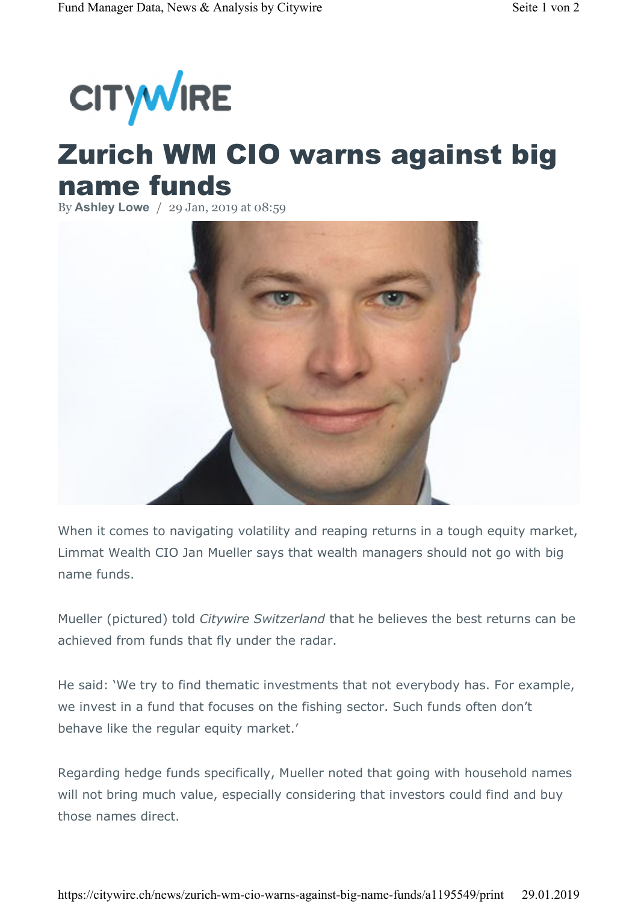# Zurich WM CIO warns against big name funds

By **Ashley Lowe** / 29 Jan, 2019 at 08:59

When it comes to navigating volatility and reaping returns in a tough equity market, Limmat Wealth CIO Jan Mueller says that wealth managers should not go with big name funds.

Mueller (pictured) told *Citywire Switzerland* that he believes the best returns can be achieved from funds that fly under the radar.

He said: 'We try to find thematic investments that not everybody has. For example, we invest in a fund that focuses on the fishing sector. Such funds often don't behave like the regular equity market.'

Regarding hedge funds specifically, Mueller noted that going with household names will not bring much value, especially considering that investors could find and buy those names direct.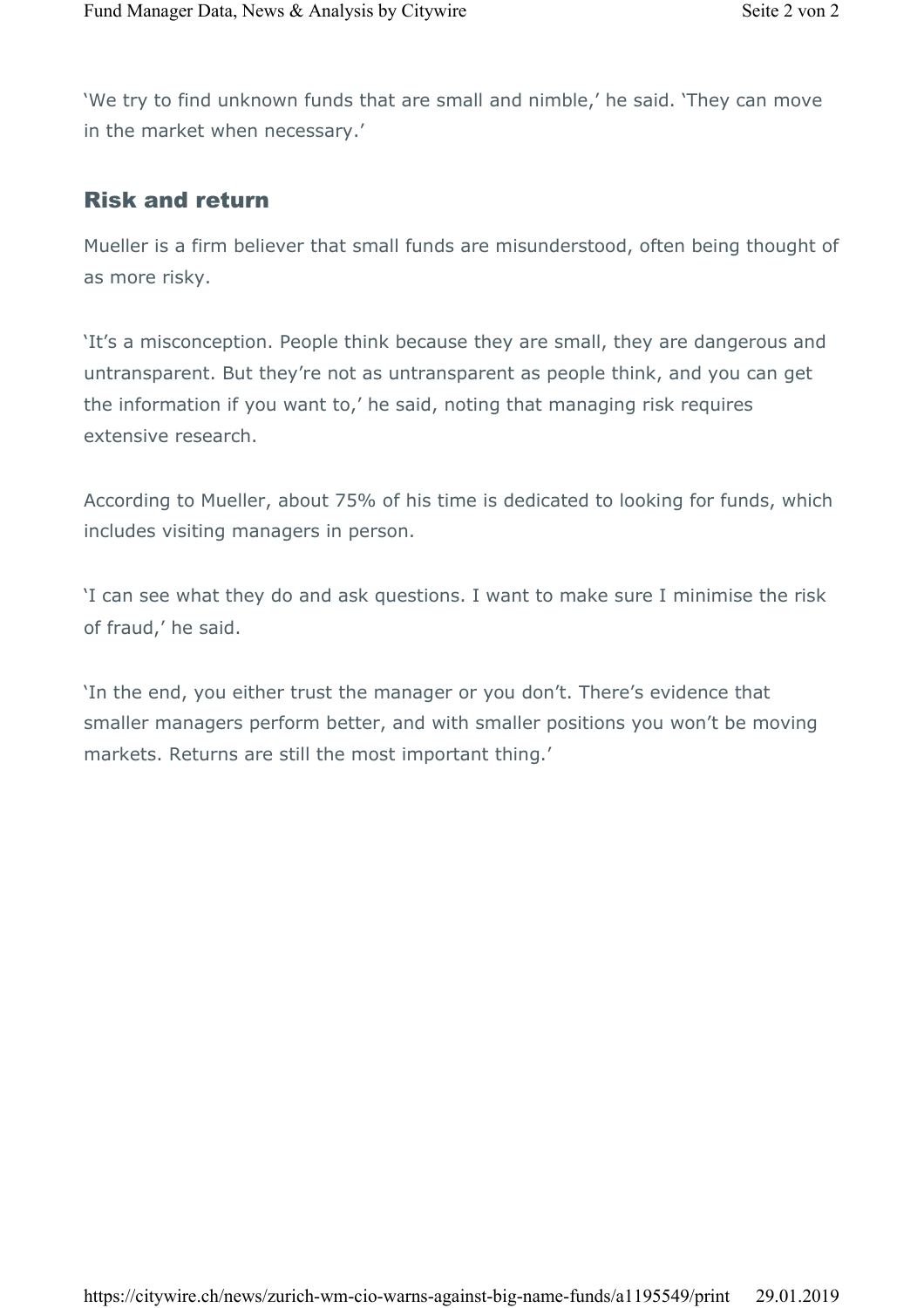'We try to find unknown funds that are small and nimble,' he said. 'They can move in the market when necessary.'

## Risk and return

Mueller is a firm believer that small funds are misunderstood, often being thought of as more risky.

'It's a misconception. People think because they are small, they are dangerous and untransparent. But they're not as untransparent as people think, and you can get the information if you want to,' he said, noting that managing risk requires extensive research.

According to Mueller, about 75% of his time is dedicated to looking for funds, which includes visiting managers in person.

'I can see what they do and ask questions. I want to make sure I minimise the risk of fraud,' he said.

'In the end, you either trust the manager or you don't. There's evidence that smaller managers perform better, and with smaller positions you won't be moving markets. Returns are still the most important thing.'